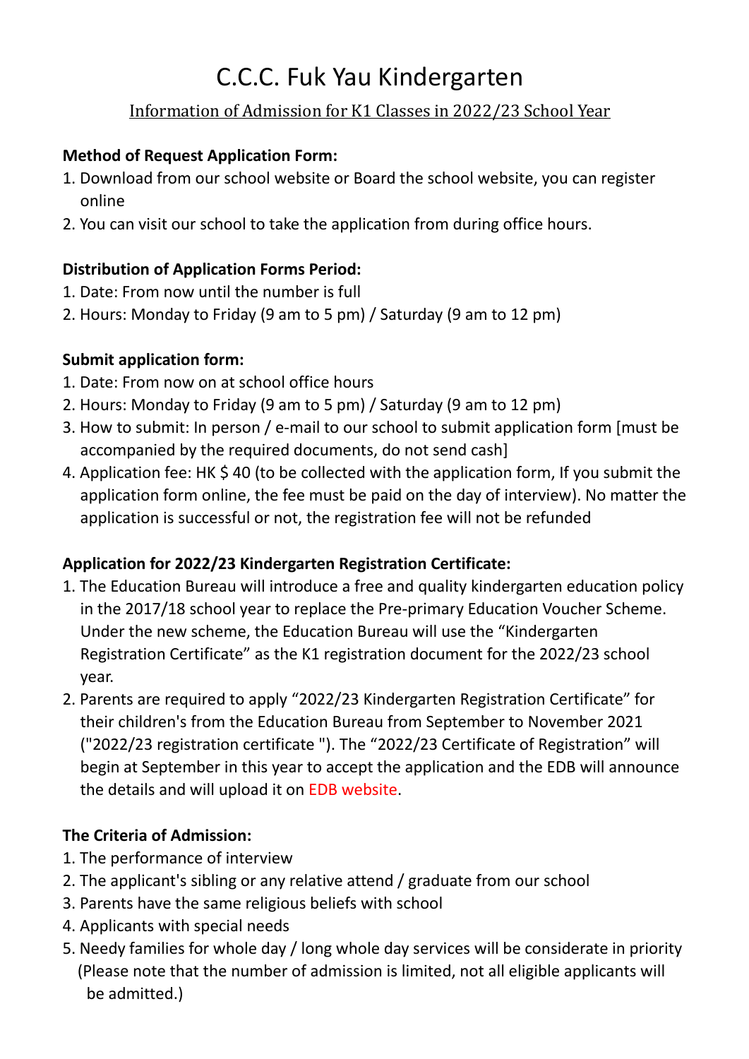# C.C.C. Fuk Yau Kindergarten

## Information of Admission for K1 Classes in 2022/23 School Year

**Method of Request Application Form:**

1. Download from our school website or Board the school website, you can register online
2. You can visit our school to take the application from during office hours.

**Distribution of Application Forms Period:**

1. Date: From now until the number is full
2. Hours: Monday to Friday (9 am to 5 pm) / Saturday (9 am to 12 pm)

**Submit application form:**

1. Date: From now on at school office hours
2. Hours: Monday to Friday (9 am to 5 pm) / Saturday (9 am to 12 pm)
3. How to submit: In person / e-mail to our school to submit application form [must be accompanied by the required documents, do not send cash]
4. Application fee: HK $ 40 (to be collected with the application form, If you submit the application form online, the fee must be paid on the day of interview). No matter the application is successful or not, the registration fee will not be refunded

**Application for 2022/23 Kindergarten Registration Certificate:**

1. The Education Bureau will introduce a free and quality kindergarten education policy in the 2017/18 school year to replace the Pre-primary Education Voucher Scheme. Under the new scheme, the Education Bureau will use the "Kindergarten Registration Certificate" as the K1 registration document for the 2022/23 school year.
2. Parents are required to apply "2022/23 Kindergarten Registration Certificate" for their children's from the Education Bureau from September to November 2021 ("2022/23 registration certificate "). The "2022/23 Certificate of Registration" will begin at September in this year to accept the application and the EDB will announce the details and will upload it on EDB website.

**The Criteria of Admission:**

1. The performance of interview
2. The applicant's sibling or any relative attend / graduate from our school
3. Parents have the same religious beliefs with school
4. Applicants with special needs
5. Needy families for whole day / long whole day services will be considerate in priority (Please note that the number of admission is limited, not all eligible applicants will be admitted.)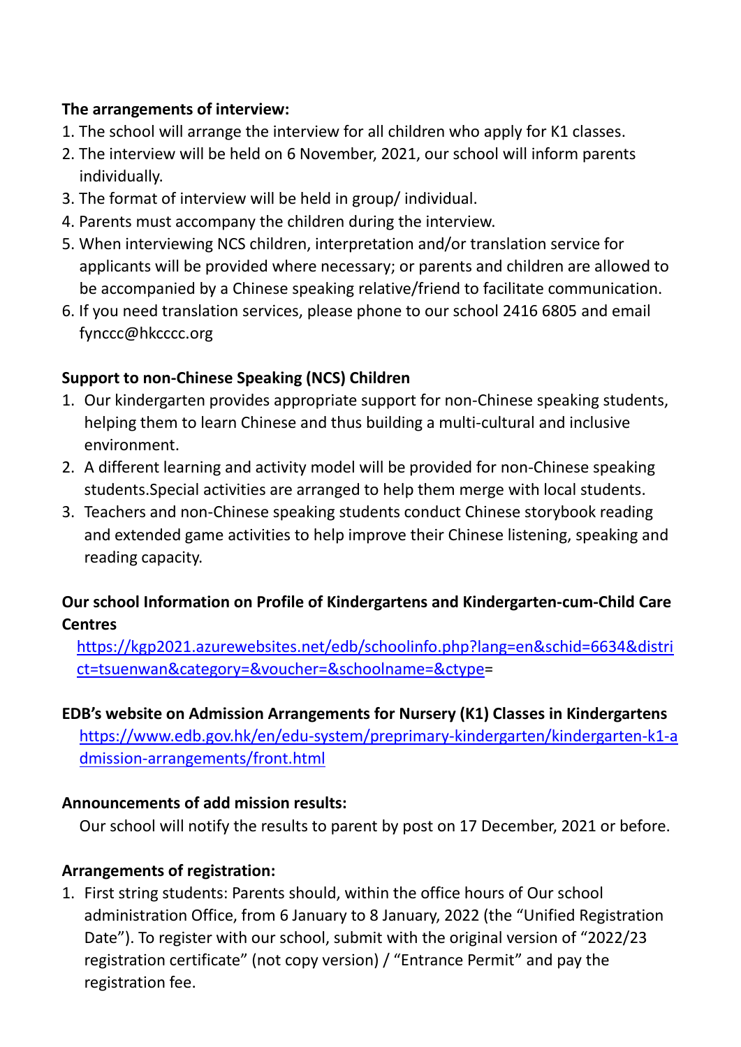**The arrangements of interview:**

1. The school will arrange the interview for all children who apply for K1 classes.
2. The interview will be held on 6 November, 2021, our school will inform parents individually.
3. The format of interview will be held in group/ individual.
4. Parents must accompany the children during the interview.
5. When interviewing NCS children, interpretation and/or translation service for applicants will be provided where necessary; or parents and children are allowed to be accompanied by a Chinese speaking relative/friend to facilitate communication.
6. If you need translation services, please phone to our school 2416 6805 and email fynccc@hkcccc.org

**Support to non-Chinese Speaking (NCS) Children**

1. Our kindergarten provides appropriate support for non-Chinese speaking students, helping them to learn Chinese and thus building a multi-cultural and inclusive environment.
2. A different learning and activity model will be provided for non-Chinese speaking students.Special activities are arranged to help them merge with local students.
3. Teachers and non-Chinese speaking students conduct Chinese storybook reading and extended game activities to help improve their Chinese listening, speaking and reading capacity.

**Our school Information on Profile of Kindergartens and Kindergarten-cum-Child Care Centres**

https://kgp2021.azurewebsites.net/edb/schoolinfo.php?lang=en&schid=6634&district=tsuenwan&category=&voucher=&schoolname=&ctype=

**EDB's website on Admission Arrangements for Nursery (K1) Classes in Kindergartens**

https://www.edb.gov.hk/en/edu-system/preprimary-kindergarten/kindergarten-k1-admission-arrangements/front.html

**Announcements of add mission results:**

Our school will notify the results to parent by post on 17 December, 2021 or before.

**Arrangements of registration:**

1. First string students: Parents should, within the office hours of Our school administration Office, from 6 January to 8 January, 2022 (the "Unified Registration Date"). To register with our school, submit with the original version of "2022/23 registration certificate" (not copy version) / "Entrance Permit" and pay the registration fee.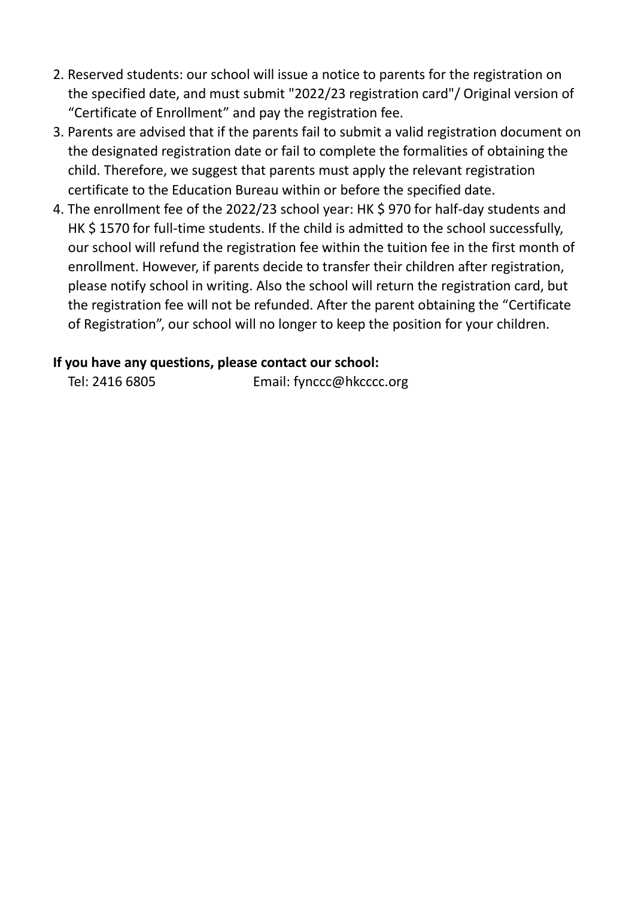2. Reserved students: our school will issue a notice to parents for the registration on the specified date, and must submit "2022/23 registration card"/ Original version of “Certificate of Enrollment” and pay the registration fee.
3. Parents are advised that if the parents fail to submit a valid registration document on the designated registration date or fail to complete the formalities of obtaining the child. Therefore, we suggest that parents must apply the relevant registration certificate to the Education Bureau within or before the specified date.
4. The enrollment fee of the 2022/23 school year: HK $ 970 for half-day students and HK $ 1570 for full-time students. If the child is admitted to the school successfully, our school will refund the registration fee within the tuition fee in the first month of enrollment. However, if parents decide to transfer their children after registration, please notify school in writing. Also the school will return the registration card, but the registration fee will not be refunded. After the parent obtaining the “Certificate of Registration”, our school will no longer to keep the position for your children.

**If you have any questions, please contact our school:**

Tel: 2416 6805 Email: fynccc@hkcccc.org